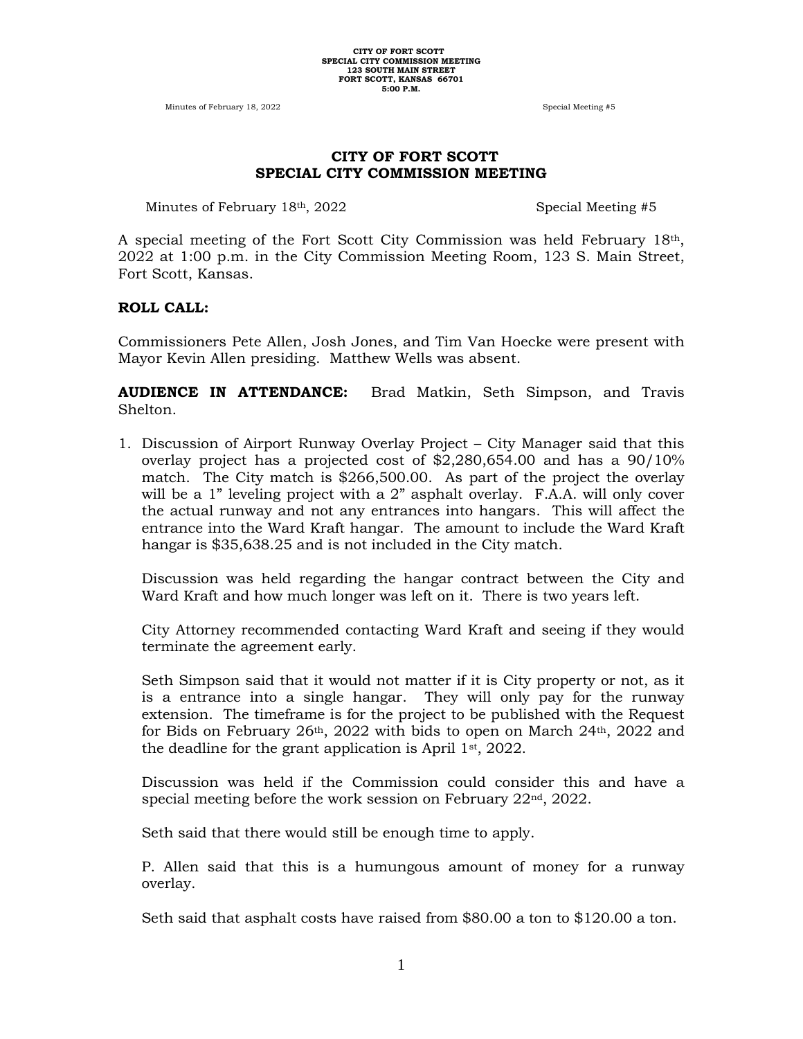## CITY OF FORT SCOTT
## SPECIAL CITY COMMISSION MEETING

Minutes of February 18th, 2022 Special Meeting #5

A special meeting of the Fort Scott City Commission was held February 18th, 2022 at 1:00 p.m. in the City Commission Meeting Room, 123 S. Main Street, Fort Scott, Kansas.

**ROLL CALL:**

Commissioners Pete Allen, Josh Jones, and Tim Van Hoecke were present with Mayor Kevin Allen presiding. Matthew Wells was absent.

**AUDIENCE IN ATTENDANCE:** Brad Matkin, Seth Simpson, and Travis Shelton.

1. Discussion of Airport Runway Overlay Project – City Manager said that this overlay project has a projected cost of $2,280,654.00 and has a 90/10% match. The City match is $266,500.00. As part of the project the overlay will be a 1" leveling project with a 2" asphalt overlay. F.A.A. will only cover the actual runway and not any entrances into hangars. This will affect the entrance into the Ward Kraft hangar. The amount to include the Ward Kraft hangar is $35,638.25 and is not included in the City match.

   Discussion was held regarding the hangar contract between the City and Ward Kraft and how much longer was left on it. There is two years left.

   City Attorney recommended contacting Ward Kraft and seeing if they would terminate the agreement early.

   Seth Simpson said that it would not matter if it is City property or not, as it is a entrance into a single hangar. They will only pay for the runway extension. The timeframe is for the project to be published with the Request for Bids on February 26th, 2022 with bids to open on March 24th, 2022 and the deadline for the grant application is April 1st, 2022.

   Discussion was held if the Commission could consider this and have a special meeting before the work session on February 22nd, 2022.

   Seth said that there would still be enough time to apply.

   P. Allen said that this is a humungous amount of money for a runway overlay.

   Seth said that asphalt costs have raised from $80.00 a ton to $120.00 a ton.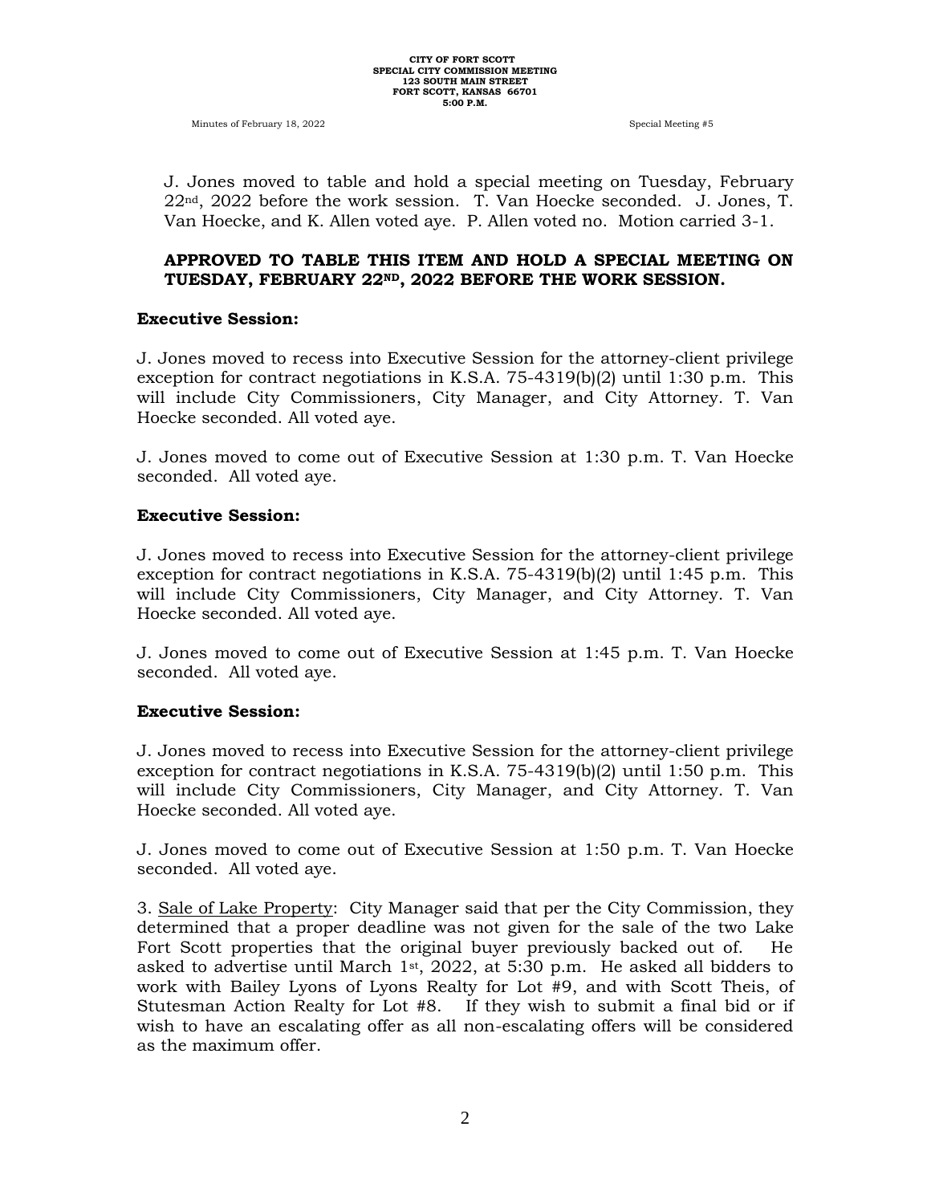J. Jones moved to table and hold a special meeting on Tuesday, February 22nd, 2022 before the work session. T. Van Hoecke seconded. J. Jones, T. Van Hoecke, and K. Allen voted aye. P. Allen voted no. Motion carried 3-1.

**APPROVED TO TABLE THIS ITEM AND HOLD A SPECIAL MEETING ON TUESDAY, FEBRUARY 22ND, 2022 BEFORE THE WORK SESSION.**

**Executive Session:**

J. Jones moved to recess into Executive Session for the attorney-client privilege exception for contract negotiations in K.S.A. 75-4319(b)(2) until 1:30 p.m. This will include City Commissioners, City Manager, and City Attorney. T. Van Hoecke seconded. All voted aye.

J. Jones moved to come out of Executive Session at 1:30 p.m. T. Van Hoecke seconded. All voted aye.

**Executive Session:**

J. Jones moved to recess into Executive Session for the attorney-client privilege exception for contract negotiations in K.S.A. 75-4319(b)(2) until 1:45 p.m. This will include City Commissioners, City Manager, and City Attorney. T. Van Hoecke seconded. All voted aye.

J. Jones moved to come out of Executive Session at 1:45 p.m. T. Van Hoecke seconded. All voted aye.

**Executive Session:**

J. Jones moved to recess into Executive Session for the attorney-client privilege exception for contract negotiations in K.S.A. 75-4319(b)(2) until 1:50 p.m. This will include City Commissioners, City Manager, and City Attorney. T. Van Hoecke seconded. All voted aye.

J. Jones moved to come out of Executive Session at 1:50 p.m. T. Van Hoecke seconded. All voted aye.

3. Sale of Lake Property: City Manager said that per the City Commission, they determined that a proper deadline was not given for the sale of the two Lake Fort Scott properties that the original buyer previously backed out of. He asked to advertise until March 1st, 2022, at 5:30 p.m. He asked all bidders to work with Bailey Lyons of Lyons Realty for Lot #9, and with Scott Theis, of Stutesman Action Realty for Lot #8. If they wish to submit a final bid or if wish to have an escalating offer as all non-escalating offers will be considered as the maximum offer.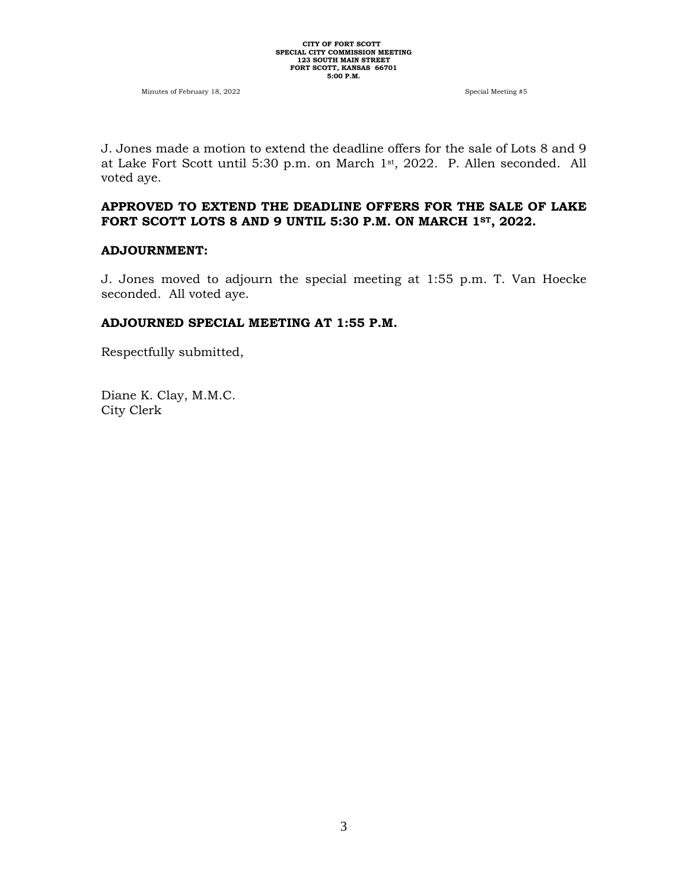J. Jones made a motion to extend the deadline offers for the sale of Lots 8 and 9 at Lake Fort Scott until 5:30 p.m. on March 1st, 2022. P. Allen seconded. All voted aye.

**APPROVED TO EXTEND THE DEADLINE OFFERS FOR THE SALE OF LAKE FORT SCOTT LOTS 8 AND 9 UNTIL 5:30 P.M. ON MARCH 1ST, 2022.**

**ADJOURNMENT:**

J. Jones moved to adjourn the special meeting at 1:55 p.m. T. Van Hoecke seconded. All voted aye.

**ADJOURNED SPECIAL MEETING AT 1:55 P.M.**

Respectfully submitted,

Diane K. Clay, M.M.C.
City Clerk